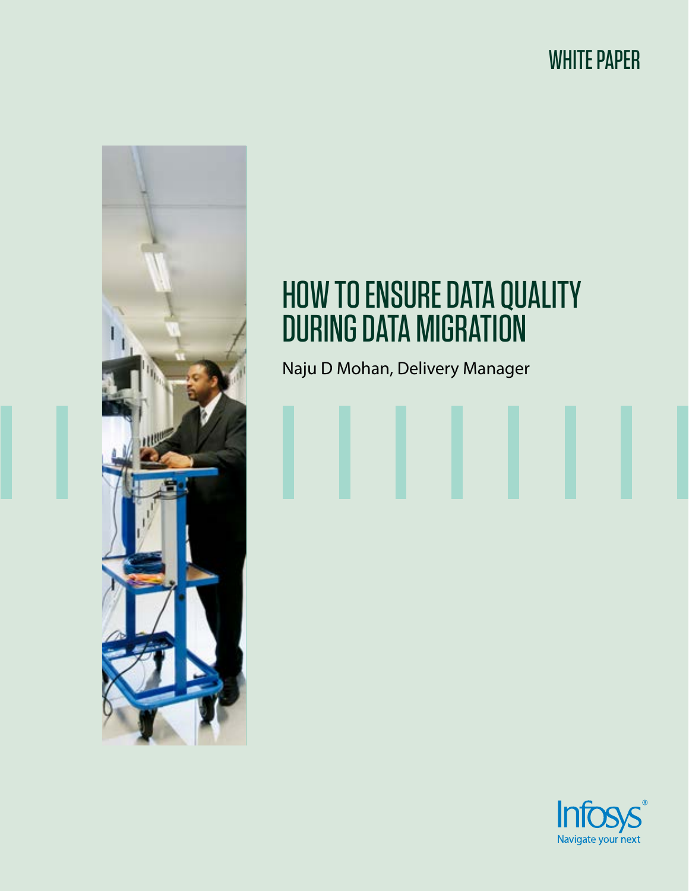WHITE PAPER

# HOW TO ENSURE DATA QUALITY DURING DATA MIGRATION

Naju D Mohan, Delivery Manager

Infosys®

Navigate your next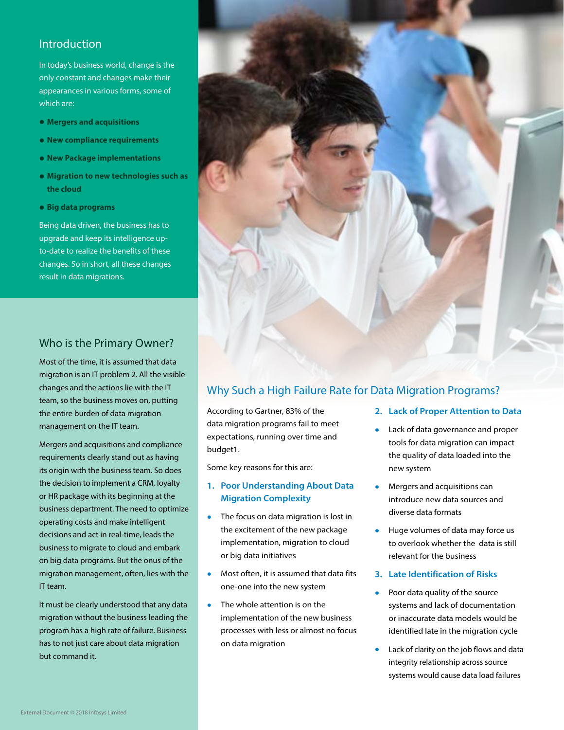## Introduction

In today's business world, change is the only constant and changes make their appearances in various forms, some of which are:

- **Mergers and acquisitions**
- **New compliance requirements**
- **New Package implementations**
- **Migration to new technologies such as the cloud**
- **Big data programs**

Being data driven, the business has to upgrade and keep its intelligence up-to-date to realize the benefits of these changes. So in short, all these changes result in data migrations.

## Who is the Primary Owner?

Most of the time, it is assumed that data migration is an IT problem 2. All the visible changes and the actions lie with the IT team, so the business moves on, putting the entire burden of data migration management on the IT team.

Mergers and acquisitions and compliance requirements clearly stand out as having its origin with the business team. So does the decision to implement a CRM, loyalty or HR package with its beginning at the business department. The need to optimize operating costs and make intelligent decisions and act in real-time, leads the business to migrate to cloud and embark on big data programs. But the onus of the migration management, often, lies with the IT team.

It must be clearly understood that any data migration without the business leading the program has a high rate of failure. Business has to not just care about data migration but command it.

## Why Such a High Failure Rate for Data Migration Programs?

According to Gartner, 83% of the data migration programs fail to meet expectations, running over time and budget1.

Some key reasons for this are:

### 1. Poor Understanding About Data Migration Complexity

- The focus on data migration is lost in the excitement of the new package implementation, migration to cloud or big data initiatives
- Most often, it is assumed that data fits one-one into the new system
- The whole attention is on the implementation of the new business processes with less or almost no focus on data migration

### 2. Lack of Proper Attention to Data

- Lack of data governance and proper tools for data migration can impact the quality of data loaded into the new system
- Mergers and acquisitions can introduce new data sources and diverse data formats
- Huge volumes of data may force us to overlook whether the data is still relevant for the business

### 3. Late Identification of Risks

- Poor data quality of the source systems and lack of documentation or inaccurate data models would be identified late in the migration cycle
- Lack of clarity on the job flows and data integrity relationship across source systems would cause data load failures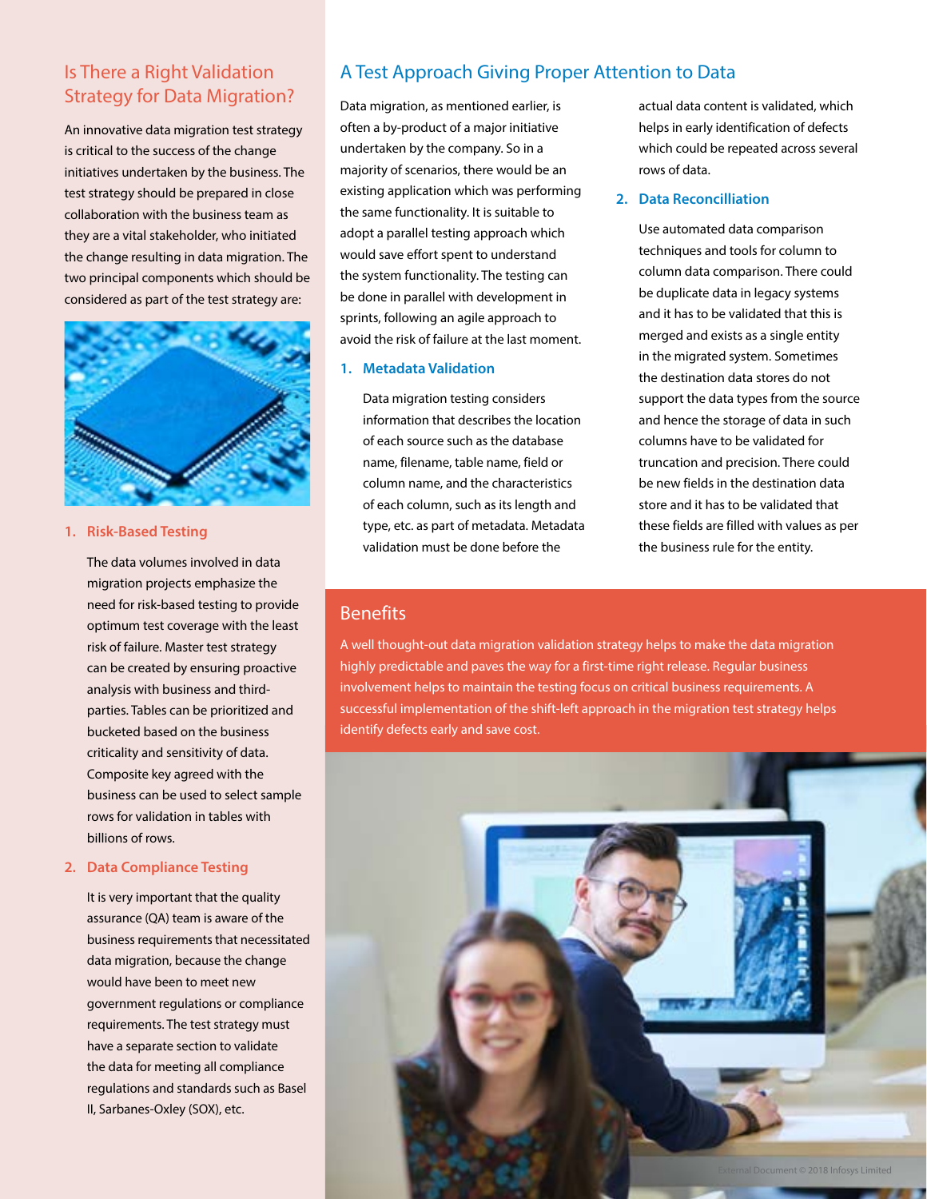## Is There a Right Validation Strategy for Data Migration?

An innovative data migration test strategy is critical to the success of the change initiatives undertaken by the business. The test strategy should be prepared in close collaboration with the business team as they are a vital stakeholder, who initiated the change resulting in data migration. The two principal components which should be considered as part of the test strategy are:

### 1. Risk-Based Testing

The data volumes involved in data migration projects emphasize the need for risk-based testing to provide optimum test coverage with the least risk of failure. Master test strategy can be created by ensuring proactive analysis with business and third-parties. Tables can be prioritized and bucketed based on the business criticality and sensitivity of data. Composite key agreed with the business can be used to select sample rows for validation in tables with billions of rows.

### 2. Data Compliance Testing

It is very important that the quality assurance (QA) team is aware of the business requirements that necessitated data migration, because the change would have been to meet new government regulations or compliance requirements. The test strategy must have a separate section to validate the data for meeting all compliance regulations and standards such as Basel II, Sarbanes-Oxley (SOX), etc.

## A Test Approach Giving Proper Attention to Data

Data migration, as mentioned earlier, is often a by-product of a major initiative undertaken by the company. So in a majority of scenarios, there would be an existing application which was performing the same functionality. It is suitable to adopt a parallel testing approach which would save effort spent to understand the system functionality. The testing can be done in parallel with development in sprints, following an agile approach to avoid the risk of failure at the last moment.

### 1. Metadata Validation

Data migration testing considers information that describes the location of each source such as the database name, filename, table name, field or column name, and the characteristics of each column, such as its length and type, etc. as part of metadata. Metadata validation must be done before the actual data content is validated, which helps in early identification of defects which could be repeated across several rows of data.

### 2. Data Reconcilliation

Use automated data comparison techniques and tools for column to column data comparison. There could be duplicate data in legacy systems and it has to be validated that this is merged and exists as a single entity in the migrated system. Sometimes the destination data stores do not support the data types from the source and hence the storage of data in such columns have to be validated for truncation and precision. There could be new fields in the destination data store and it has to be validated that these fields are filled with values as per the business rule for the entity.

## Benefits

A well thought-out data migration validation strategy helps to make the data migration highly predictable and paves the way for a first-time right release. Regular business involvement helps to maintain the testing focus on critical business requirements. A successful implementation of the shift-left approach in the migration test strategy helps identify defects early and save cost.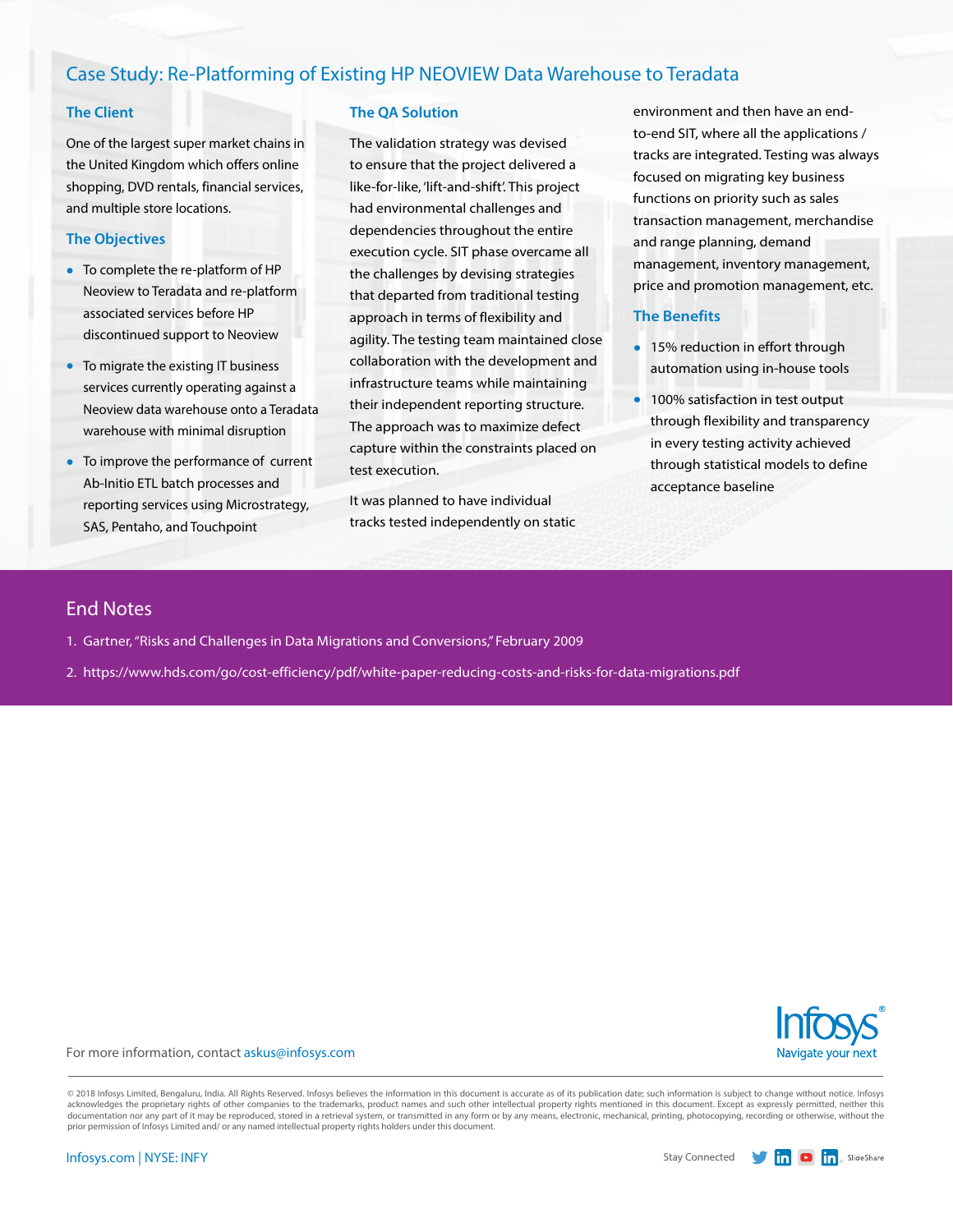## Case Study: Re-Platforming of Existing HP NEOVIEW Data Warehouse to Teradata

### The Client

One of the largest super market chains in the United Kingdom which offers online shopping, DVD rentals, financial services, and multiple store locations.

### The Objectives

- To complete the re-platform of HP Neoview to Teradata and re-platform associated services before HP discontinued support to Neoview
- To migrate the existing IT business services currently operating against a Neoview data warehouse onto a Teradata warehouse with minimal disruption
- To improve the performance of current Ab-Initio ETL batch processes and reporting services using Microstrategy, SAS, Pentaho, and Touchpoint

### The QA Solution

The validation strategy was devised to ensure that the project delivered a like-for-like, 'lift-and-shift'. This project had environmental challenges and dependencies throughout the entire execution cycle. SIT phase overcame all the challenges by devising strategies that departed from traditional testing approach in terms of flexibility and agility. The testing team maintained close collaboration with the development and infrastructure teams while maintaining their independent reporting structure. The approach was to maximize defect capture within the constraints placed on test execution.

It was planned to have individual tracks tested independently on static environment and then have an end-to-end SIT, where all the applications / tracks are integrated. Testing was always focused on migrating key business functions on priority such as sales transaction management, merchandise and range planning, demand management, inventory management, price and promotion management, etc.

### The Benefits

- 15% reduction in effort through automation using in-house tools
- 100% satisfaction in test output through flexibility and transparency in every testing activity achieved through statistical models to define acceptance baseline

## End Notes

1. Gartner, "Risks and Challenges in Data Migrations and Conversions," February 2009
2. https://www.hds.com/go/cost-efficiency/pdf/white-paper-reducing-costs-and-risks-for-data-migrations.pdf

For more information, contact askus@infosys.com

Infosys
Navigate your next

© 2018 Infosys Limited, Bengaluru, India. All Rights Reserved. Infosys believes the information in this document is accurate as of its publication date; such information is subject to change without notice. Infosys acknowledges the proprietary rights of other companies to the trademarks, product names and such other intellectual property rights mentioned in this document. Except as expressly permitted, neither this documentation nor any part of it may be reproduced, stored in a retrieval system, or transmitted in any form or by any means, electronic, mechanical, printing, photocopying, recording or otherwise, without the prior permission of Infosys Limited and/ or any named intellectual property rights holders under this document.

Infosys.com | NYSE: INFY

Stay Connected